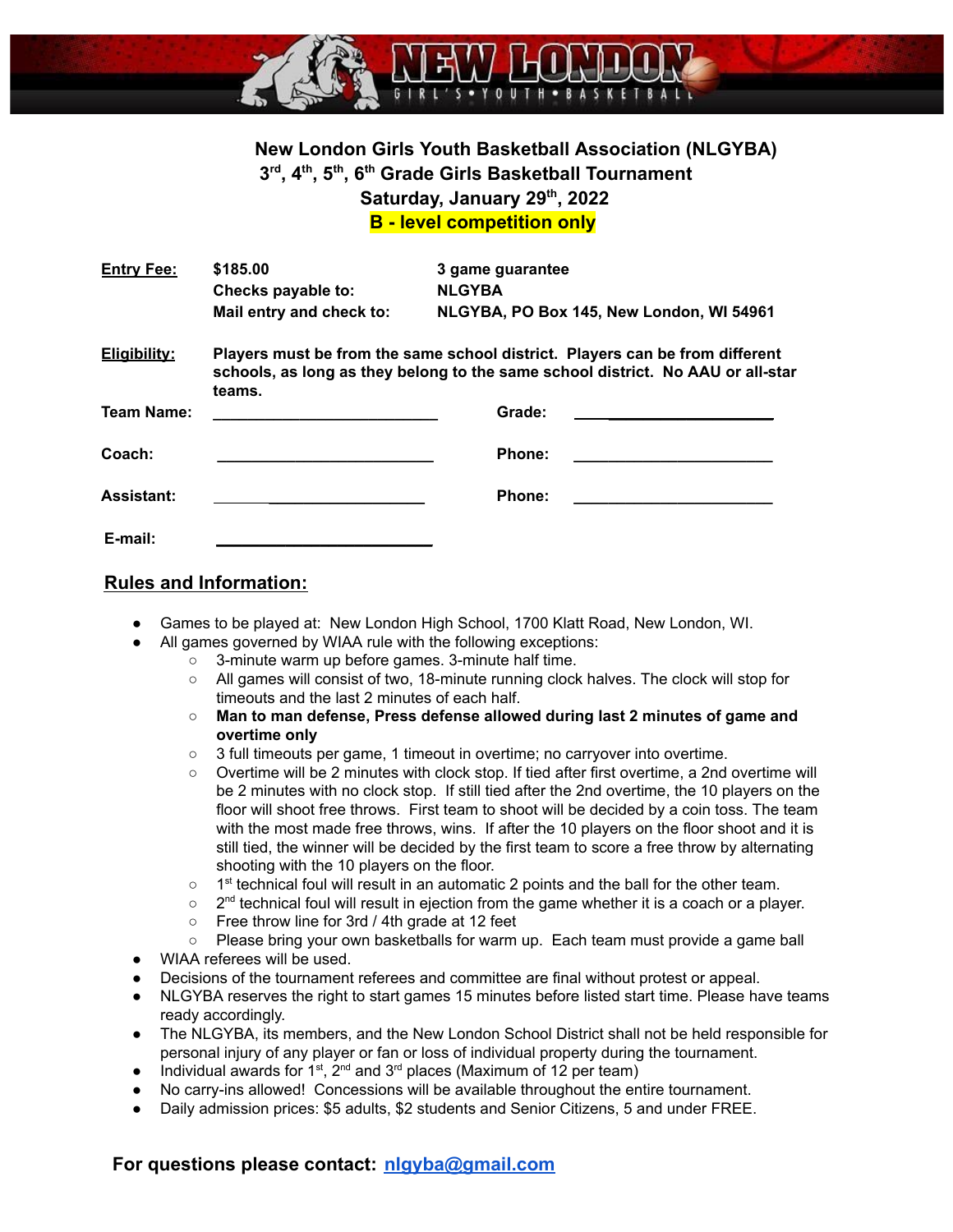# New London Girls Youth Basketball Association (NLGYBA)

## 3rd, 4th, 5th, 6th Grade Girls Basketball Tournament

## Saturday, January 29th, 2022

## B - level competition only

| | | |
|---|---|---|
| **Entry Fee:** | **$185.00** | **3 game guarantee** |
| | **Checks payable to:** | **NLGYBA** |
| | **Mail entry and check to:** | **NLGYBA, PO Box 145, New London, WI 54961** |

**Eligibility:** **Players must be from the same school district. Players can be from different schools, as long as they belong to the same school district. No AAU or all-star teams.**

**Team Name:** ___________________________ **Grade:** ________________________

**Coach:** ___________________________ **Phone:** ________________________

**Assistant:** ___________________________ **Phone:** ________________________

**E-mail:** ___________________________

## Rules and Information:

- Games to be played at: New London High School, 1700 Klatt Road, New London, WI.
- All games governed by WIAA rule with the following exceptions:
  - 3-minute warm up before games. 3-minute half time.
  - All games will consist of two, 18-minute running clock halves. The clock will stop for timeouts and the last 2 minutes of each half.
  - **Man to man defense, Press defense allowed during last 2 minutes of game and overtime only**
  - 3 full timeouts per game, 1 timeout in overtime; no carryover into overtime.
  - Overtime will be 2 minutes with clock stop. If tied after first overtime, a 2nd overtime will be 2 minutes with no clock stop. If still tied after the 2nd overtime, the 10 players on the floor will shoot free throws. First team to shoot will be decided by a coin toss. The team with the most made free throws, wins. If after the 10 players on the floor shoot and it is still tied, the winner will be decided by the first team to score a free throw by alternating shooting with the 10 players on the floor.
  - 1st technical foul will result in an automatic 2 points and the ball for the other team.
  - 2nd technical foul will result in ejection from the game whether it is a coach or a player.
  - Free throw line for 3rd / 4th grade at 12 feet
  - Please bring your own basketballs for warm up. Each team must provide a game ball
- WIAA referees will be used.
- Decisions of the tournament referees and committee are final without protest or appeal.
- NLGYBA reserves the right to start games 15 minutes before listed start time. Please have teams ready accordingly.
- The NLGYBA, its members, and the New London School District shall not be held responsible for personal injury of any player or fan or loss of individual property during the tournament.
- Individual awards for 1st, 2nd and 3rd places (Maximum of 12 per team)
- No carry-ins allowed! Concessions will be available throughout the entire tournament.
- Daily admission prices: $5 adults, $2 students and Senior Citizens, 5 and under FREE.

**For questions please contact: nlgyba@gmail.com**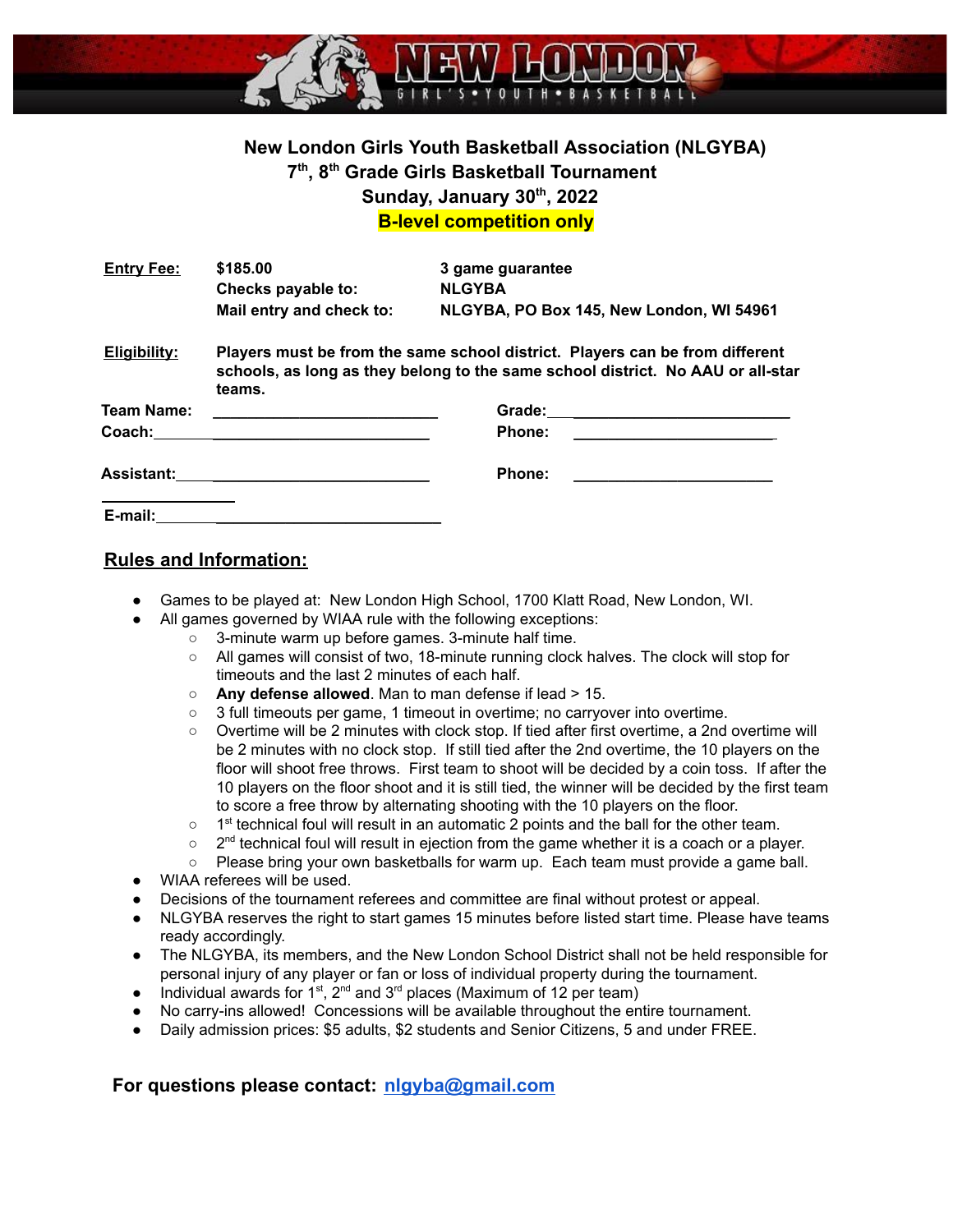# New London Girls Youth Basketball Association (NLGYBA)

## 7th, 8th Grade Girls Basketball Tournament

## Sunday, January 30th, 2022

## B-level competition only

| | | |
|---|---|---|
| **Entry Fee:** | **$185.00** | **3 game guarantee** |
| | **Checks payable to:** | **NLGYBA** |
| | **Mail entry and check to:** | **NLGYBA, PO Box 145, New London, WI 54961** |

**Eligibility:** **Players must be from the same school district. Players can be from different schools, as long as they belong to the same school district. No AAU or all-star teams.**

**Team Name:** ______________________ **Grade:** ______________________

**Coach:** ______________________ **Phone:** ______________________

**Assistant:** ______________________ **Phone:** ______________________

**E-mail:** ______________________

## Rules and Information:

- Games to be played at: New London High School, 1700 Klatt Road, New London, WI.
- All games governed by WIAA rule with the following exceptions:
  - 3-minute warm up before games. 3-minute half time.
  - All games will consist of two, 18-minute running clock halves. The clock will stop for timeouts and the last 2 minutes of each half.
  - **Any defense allowed**. Man to man defense if lead > 15.
  - 3 full timeouts per game, 1 timeout in overtime; no carryover into overtime.
  - Overtime will be 2 minutes with clock stop. If tied after first overtime, a 2nd overtime will be 2 minutes with no clock stop. If still tied after the 2nd overtime, the 10 players on the floor will shoot free throws. First team to shoot will be decided by a coin toss. If after the 10 players on the floor shoot and it is still tied, the winner will be decided by the first team to score a free throw by alternating shooting with the 10 players on the floor.
  - 1st technical foul will result in an automatic 2 points and the ball for the other team.
  - 2nd technical foul will result in ejection from the game whether it is a coach or a player.
  - Please bring your own basketballs for warm up. Each team must provide a game ball.
- WIAA referees will be used.
- Decisions of the tournament referees and committee are final without protest or appeal.
- NLGYBA reserves the right to start games 15 minutes before listed start time. Please have teams ready accordingly.
- The NLGYBA, its members, and the New London School District shall not be held responsible for personal injury of any player or fan or loss of individual property during the tournament.
- Individual awards for 1st, 2nd and 3rd places (Maximum of 12 per team)
- No carry-ins allowed! Concessions will be available throughout the entire tournament.
- Daily admission prices: $5 adults, $2 students and Senior Citizens, 5 and under FREE.

**For questions please contact: nlgyba@gmail.com**